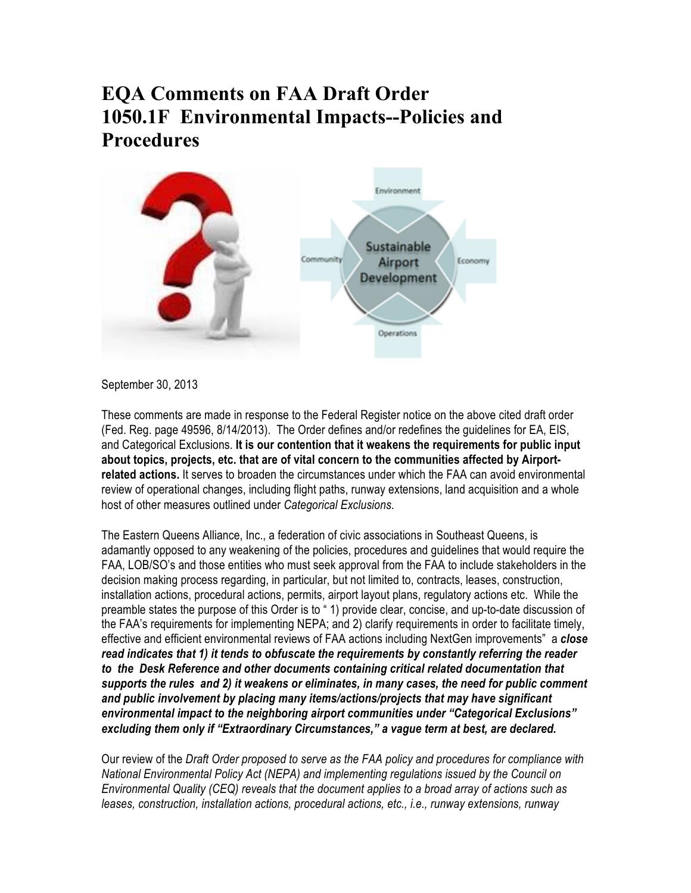# EQA Comments on FAA Draft Order 1050.1F Environmental Impacts--Policies and Procedures

September 30, 2013

These comments are made in response to the Federal Register notice on the above cited draft order (Fed. Reg. page 49596, 8/14/2013). The Order defines and/or redefines the guidelines for EA, EIS, and Categorical Exclusions. **It is our contention that it weakens the requirements for public input about topics, projects, etc. that are of vital concern to the communities affected by Airport-related actions.** It serves to broaden the circumstances under which the FAA can avoid environmental review of operational changes, including flight paths, runway extensions, land acquisition and a whole host of other measures outlined under *Categorical Exclusions*.

The Eastern Queens Alliance, Inc., a federation of civic associations in Southeast Queens, is adamantly opposed to any weakening of the policies, procedures and guidelines that would require the FAA, LOB/SO's and those entities who must seek approval from the FAA to include stakeholders in the decision making process regarding, in particular, but not limited to, contracts, leases, construction, installation actions, procedural actions, permits, airport layout plans, regulatory actions etc. While the preamble states the purpose of this Order is to " 1) provide clear, concise, and up-to-date discussion of the FAA's requirements for implementing NEPA; and 2) clarify requirements in order to facilitate timely, effective and efficient environmental reviews of FAA actions including NextGen improvements" a ***close read indicates that 1) it tends to obfuscate the requirements by constantly referring the reader to the Desk Reference and other documents containing critical related documentation that supports the rules and 2) it weakens or eliminates, in many cases, the need for public comment and public involvement by placing many items/actions/projects that may have significant environmental impact to the neighboring airport communities under "Categorical Exclusions" excluding them only if "Extraordinary Circumstances," a vague term at best, are declared.***

Our review of the *Draft Order proposed to serve as the FAA policy and procedures for compliance with National Environmental Policy Act (NEPA) and implementing regulations issued by the Council on Environmental Quality (CEQ) reveals that the document applies to a broad array of actions such as leases, construction, installation actions, procedural actions, etc., i.e., runway extensions, runway*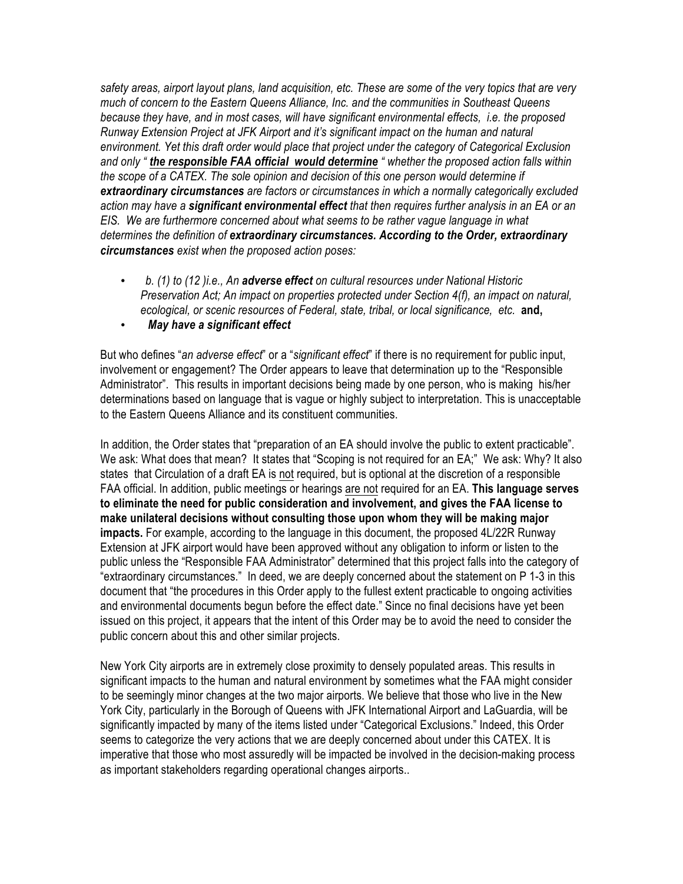*safety areas, airport layout plans, land acquisition, etc. These are some of the very topics that are very much of concern to the Eastern Queens Alliance, Inc. and the communities in Southeast Queens because they have, and in most cases, will have significant environmental effects, i.e. the proposed Runway Extension Project at JFK Airport and it's significant impact on the human and natural environment. Yet this draft order would place that project under the category of Categorical Exclusion and only " __**the responsible FAA official would determine**__ " whether the proposed action falls within the scope of a CATEX. The sole opinion and decision of this one person would determine if **extraordinary circumstances** are factors or circumstances in which a normally categorically excluded action may have a **significant environmental effect** that then requires further analysis in an EA or an EIS. We are furthermore concerned about what seems to be rather vague language in what determines the definition of **extraordinary circumstances. According to the Order, extraordinary circumstances** exist when the proposed action poses:*

- *b. (1) to (12 )i.e., An **adverse effect** on cultural resources under National Historic Preservation Act; An impact on properties protected under Section 4(f), an impact on natural, ecological, or scenic resources of Federal, state, tribal, or local significance, etc.* **and,**
- ***May have a significant effect***

But who defines "*an adverse effect*" or a "*significant effect*" if there is no requirement for public input, involvement or engagement? The Order appears to leave that determination up to the "Responsible Administrator". This results in important decisions being made by one person, who is making his/her determinations based on language that is vague or highly subject to interpretation. This is unacceptable to the Eastern Queens Alliance and its constituent communities.

In addition, the Order states that "preparation of an EA should involve the public to extent practicable". We ask: What does that mean? It states that "Scoping is not required for an EA;" We ask: Why? It also states that Circulation of a draft EA is __not__ required, but is optional at the discretion of a responsible FAA official. In addition, public meetings or hearings __are not__ required for an EA. **This language serves to eliminate the need for public consideration and involvement, and gives the FAA license to make unilateral decisions without consulting those upon whom they will be making major impacts.** For example, according to the language in this document, the proposed 4L/22R Runway Extension at JFK airport would have been approved without any obligation to inform or listen to the public unless the "Responsible FAA Administrator" determined that this project falls into the category of "extraordinary circumstances." In deed, we are deeply concerned about the statement on P 1-3 in this document that "the procedures in this Order apply to the fullest extent practicable to ongoing activities and environmental documents begun before the effect date." Since no final decisions have yet been issued on this project, it appears that the intent of this Order may be to avoid the need to consider the public concern about this and other similar projects.

New York City airports are in extremely close proximity to densely populated areas. This results in significant impacts to the human and natural environment by sometimes what the FAA might consider to be seemingly minor changes at the two major airports. We believe that those who live in the New York City, particularly in the Borough of Queens with JFK International Airport and LaGuardia, will be significantly impacted by many of the items listed under "Categorical Exclusions." Indeed, this Order seems to categorize the very actions that we are deeply concerned about under this CATEX. It is imperative that those who most assuredly will be impacted be involved in the decision-making process as important stakeholders regarding operational changes airports..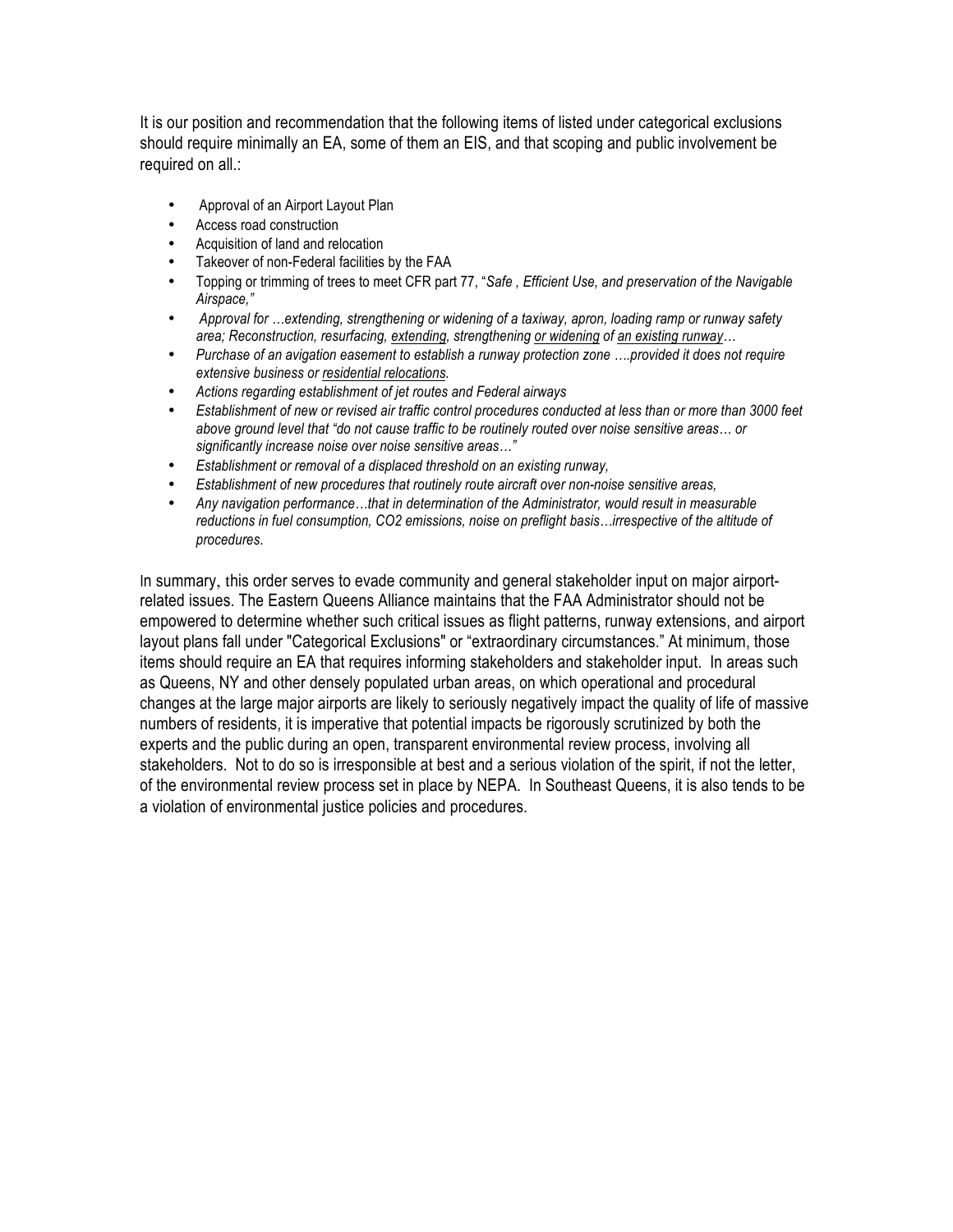It is our position and recommendation that the following items of listed under categorical exclusions should require minimally an EA, some of them an EIS, and that scoping and public involvement be required on all.:

- Approval of an Airport Layout Plan
- Access road construction
- Acquisition of land and relocation
- Takeover of non-Federal facilities by the FAA
- Topping or trimming of trees to meet CFR part 77, "*Safe , Efficient Use, and preservation of the Navigable Airspace,"*
- *Approval for …extending, strengthening or widening of a taxiway, apron, loading ramp or runway safety area; Reconstruction, resurfacing, <u>extending</u>, strengthening <u>or widening</u> of <u>an existing runway</u>…*
- *Purchase of an avigation easement to establish a runway protection zone ….provided it does not require extensive business or <u>residential relocations</u>.*
- *Actions regarding establishment of jet routes and Federal airways*
- *Establishment of new or revised air traffic control procedures conducted at less than or more than 3000 feet above ground level that "do not cause traffic to be routinely routed over noise sensitive areas… or significantly increase noise over noise sensitive areas…"*
- *Establishment or removal of a displaced threshold on an existing runway,*
- *Establishment of new procedures that routinely route aircraft over non-noise sensitive areas,*
- *Any navigation performance…that in determination of the Administrator, would result in measurable reductions in fuel consumption, CO2 emissions, noise on preflight basis…irrespective of the altitude of procedures.*

In summary, this order serves to evade community and general stakeholder input on major airport-related issues. The Eastern Queens Alliance maintains that the FAA Administrator should not be empowered to determine whether such critical issues as flight patterns, runway extensions, and airport layout plans fall under "Categorical Exclusions" or "extraordinary circumstances." At minimum, those items should require an EA that requires informing stakeholders and stakeholder input. In areas such as Queens, NY and other densely populated urban areas, on which operational and procedural changes at the large major airports are likely to seriously negatively impact the quality of life of massive numbers of residents, it is imperative that potential impacts be rigorously scrutinized by both the experts and the public during an open, transparent environmental review process, involving all stakeholders. Not to do so is irresponsible at best and a serious violation of the spirit, if not the letter, of the environmental review process set in place by NEPA. In Southeast Queens, it is also tends to be a violation of environmental justice policies and procedures.